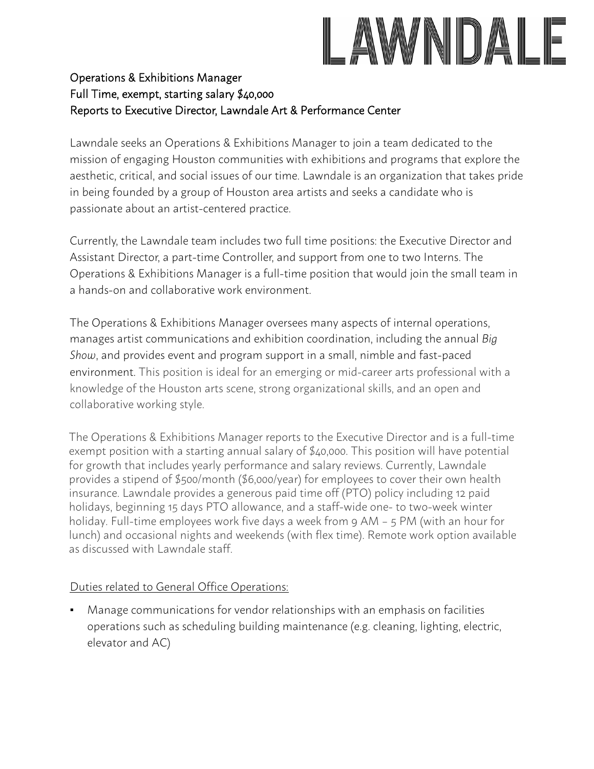# LAWNDALE

**Operations & Exhibitions Manager**
**Full Time, exempt, starting salary $40,000**
**Reports to Executive Director, Lawndale Art & Performance Center**

Lawndale seeks an Operations & Exhibitions Manager to join a team dedicated to the mission of engaging Houston communities with exhibitions and programs that explore the aesthetic, critical, and social issues of our time. Lawndale is an organization that takes pride in being founded by a group of Houston area artists and seeks a candidate who is passionate about an artist-centered practice.

Currently, the Lawndale team includes two full time positions: the Executive Director and Assistant Director, a part-time Controller, and support from one to two Interns. The Operations & Exhibitions Manager is a full-time position that would join the small team in a hands-on and collaborative work environment.

The Operations & Exhibitions Manager oversees many aspects of internal operations, manages artist communications and exhibition coordination, including the annual *Big Show*, and provides event and program support in a small, nimble and fast-paced environment. This position is ideal for an emerging or mid-career arts professional with a knowledge of the Houston arts scene, strong organizational skills, and an open and collaborative working style.

The Operations & Exhibitions Manager reports to the Executive Director and is a full-time exempt position with a starting annual salary of $40,000. This position will have potential for growth that includes yearly performance and salary reviews. Currently, Lawndale provides a stipend of $500/month ($6,000/year) for employees to cover their own health insurance. Lawndale provides a generous paid time off (PTO) policy including 12 paid holidays, beginning 15 days PTO allowance, and a staff-wide one- to two-week winter holiday. Full-time employees work five days a week from 9 AM – 5 PM (with an hour for lunch) and occasional nights and weekends (with flex time). Remote work option available as discussed with Lawndale staff.

<u>Duties related to General Office Operations:</u>

- Manage communications for vendor relationships with an emphasis on facilities operations such as scheduling building maintenance (e.g. cleaning, lighting, electric, elevator and AC)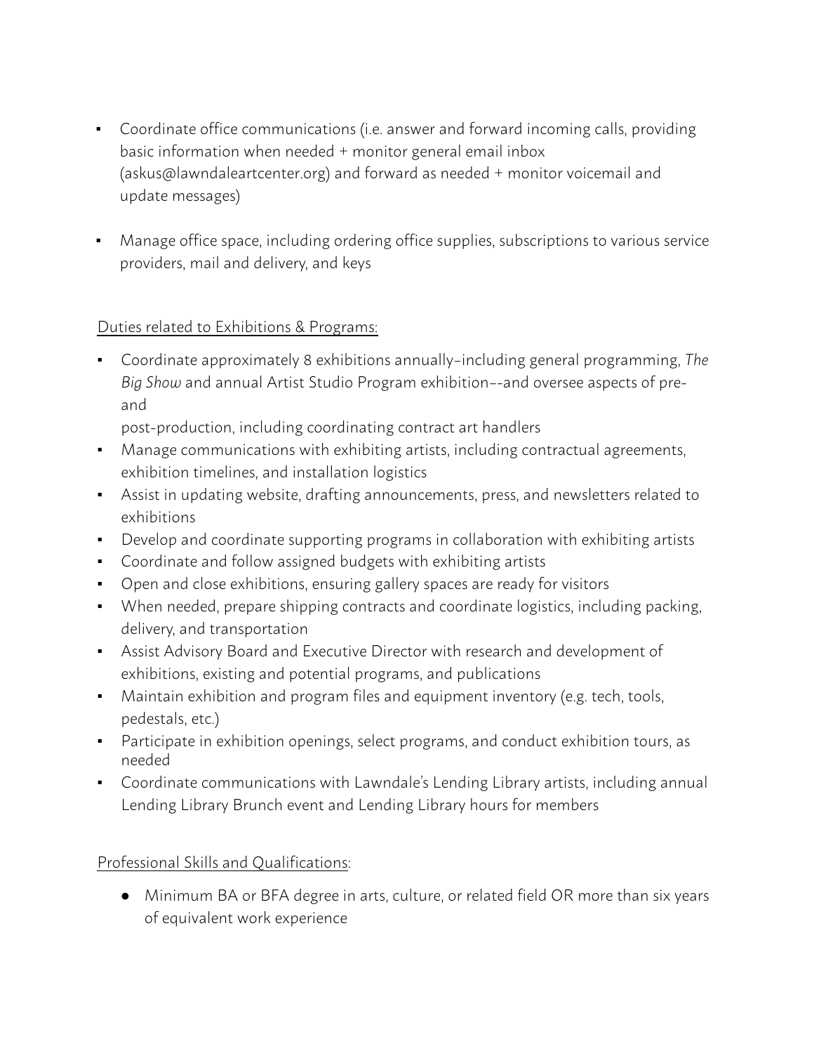- Coordinate office communications (i.e. answer and forward incoming calls, providing basic information when needed + monitor general email inbox (askus@lawndaleartcenter.org) and forward as needed + monitor voicemail and update messages)

- Manage office space, including ordering office supplies, subscriptions to various service providers, mail and delivery, and keys

Duties related to Exhibitions & Programs:

- Coordinate approximately 8 exhibitions annually–including general programming, *The Big Show* and annual Artist Studio Program exhibition––and oversee aspects of pre- and post-production, including coordinating contract art handlers
- Manage communications with exhibiting artists, including contractual agreements, exhibition timelines, and installation logistics
- Assist in updating website, drafting announcements, press, and newsletters related to exhibitions
- Develop and coordinate supporting programs in collaboration with exhibiting artists
- Coordinate and follow assigned budgets with exhibiting artists
- Open and close exhibitions, ensuring gallery spaces are ready for visitors
- When needed, prepare shipping contracts and coordinate logistics, including packing, delivery, and transportation
- Assist Advisory Board and Executive Director with research and development of exhibitions, existing and potential programs, and publications
- Maintain exhibition and program files and equipment inventory (e.g. tech, tools, pedestals, etc.)
- Participate in exhibition openings, select programs, and conduct exhibition tours, as needed
- Coordinate communications with Lawndale's Lending Library artists, including annual Lending Library Brunch event and Lending Library hours for members

Professional Skills and Qualifications:

- Minimum BA or BFA degree in arts, culture, or related field OR more than six years of equivalent work experience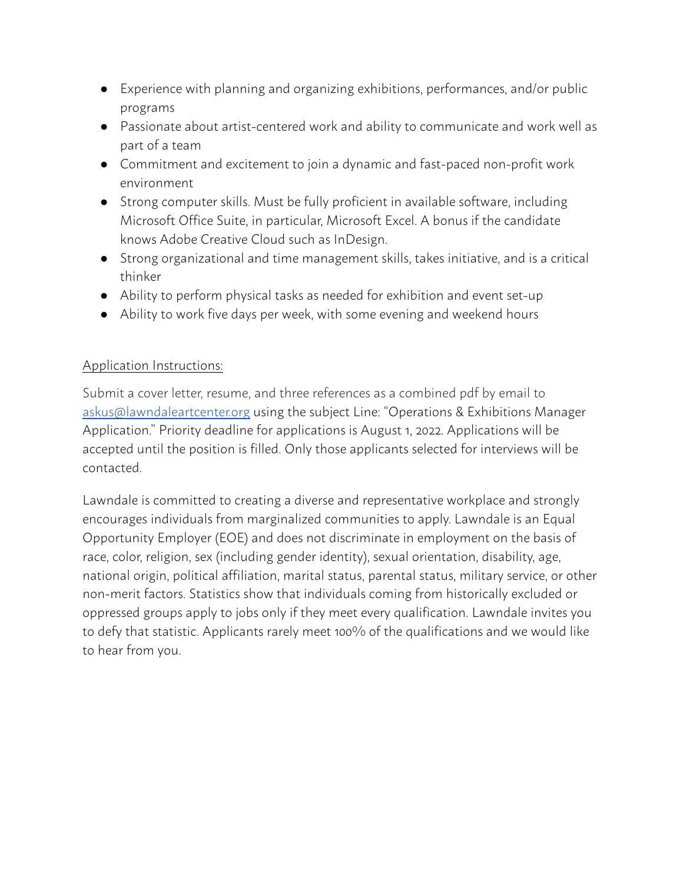- Experience with planning and organizing exhibitions, performances, and/or public programs
- Passionate about artist-centered work and ability to communicate and work well as part of a team
- Commitment and excitement to join a dynamic and fast-paced non-profit work environment
- Strong computer skills. Must be fully proficient in available software, including Microsoft Office Suite, in particular, Microsoft Excel. A bonus if the candidate knows Adobe Creative Cloud such as InDesign.
- Strong organizational and time management skills, takes initiative, and is a critical thinker
- Ability to perform physical tasks as needed for exhibition and event set-up
- Ability to work five days per week, with some evening and weekend hours

Application Instructions:

Submit a cover letter, resume, and three references as a combined pdf by email to askus@lawndaleartcenter.org using the subject Line: "Operations & Exhibitions Manager Application." Priority deadline for applications is August 1, 2022. Applications will be accepted until the position is filled. Only those applicants selected for interviews will be contacted.

Lawndale is committed to creating a diverse and representative workplace and strongly encourages individuals from marginalized communities to apply. Lawndale is an Equal Opportunity Employer (EOE) and does not discriminate in employment on the basis of race, color, religion, sex (including gender identity), sexual orientation, disability, age, national origin, political affiliation, marital status, parental status, military service, or other non-merit factors. Statistics show that individuals coming from historically excluded or oppressed groups apply to jobs only if they meet every qualification. Lawndale invites you to defy that statistic. Applicants rarely meet 100% of the qualifications and we would like to hear from you.